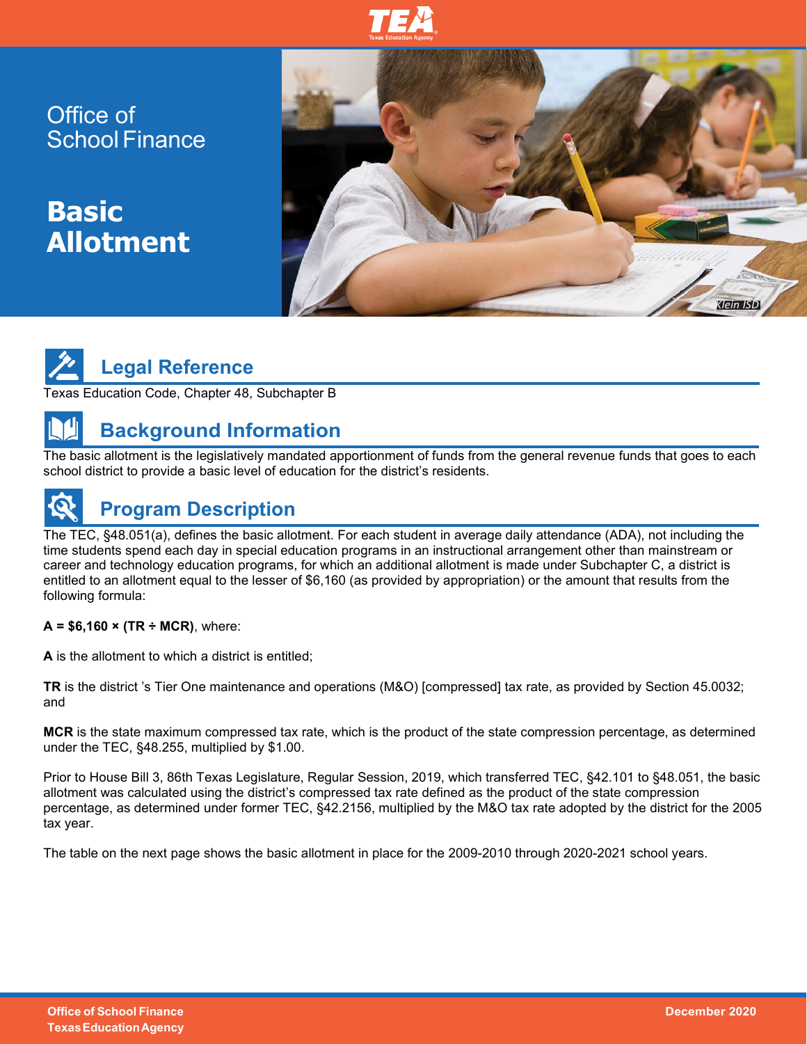# Office of School Finance

# Basic Allotment

## Legal Reference

Texas Education Code, Chapter 48, Subchapter B

## Background Information

The basic allotment is the legislatively mandated apportionment of funds from the general revenue funds that goes to each school district to provide a basic level of education for the district's residents.

## Program Description

The TEC, §48.051(a), defines the basic allotment. For each student in average daily attendance (ADA), not including the time students spend each day in special education programs in an instructional arrangement other than mainstream or career and technology education programs, for which an additional allotment is made under Subchapter C, a district is entitled to an allotment equal to the lesser of $6,160 (as provided by appropriation) or the amount that results from the following formula:

**A = $6,160 × (TR ÷ MCR)**, where:

**A** is the allotment to which a district is entitled;

**TR** is the district 's Tier One maintenance and operations (M&O) [compressed] tax rate, as provided by Section 45.0032; and

**MCR** is the state maximum compressed tax rate, which is the product of the state compression percentage, as determined under the TEC, §48.255, multiplied by $1.00.

Prior to House Bill 3, 86th Texas Legislature, Regular Session, 2019, which transferred TEC, §42.101 to §48.051, the basic allotment was calculated using the district's compressed tax rate defined as the product of the state compression percentage, as determined under former TEC, §42.2156, multiplied by the M&O tax rate adopted by the district for the 2005 tax year.

The table on the next page shows the basic allotment in place for the 2009-2010 through 2020-2021 school years.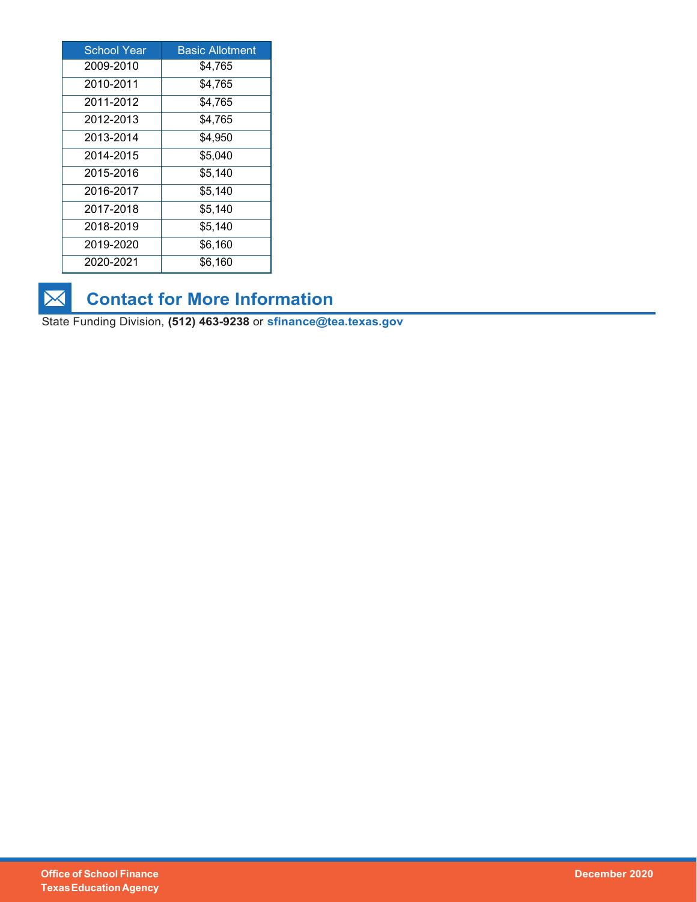| School Year | Basic Allotment |
|---|---|
| 2009-2010 | $4,765 |
| 2010-2011 | $4,765 |
| 2011-2012 | $4,765 |
| 2012-2013 | $4,765 |
| 2013-2014 | $4,950 |
| 2014-2015 | $5,040 |
| 2015-2016 | $5,140 |
| 2016-2017 | $5,140 |
| 2017-2018 | $5,140 |
| 2018-2019 | $5,140 |
| 2019-2020 | $6,160 |
| 2020-2021 | $6,160 |

## Contact for More Information

State Funding Division, **(512) 463-9238** or **sfinance@tea.texas.gov**